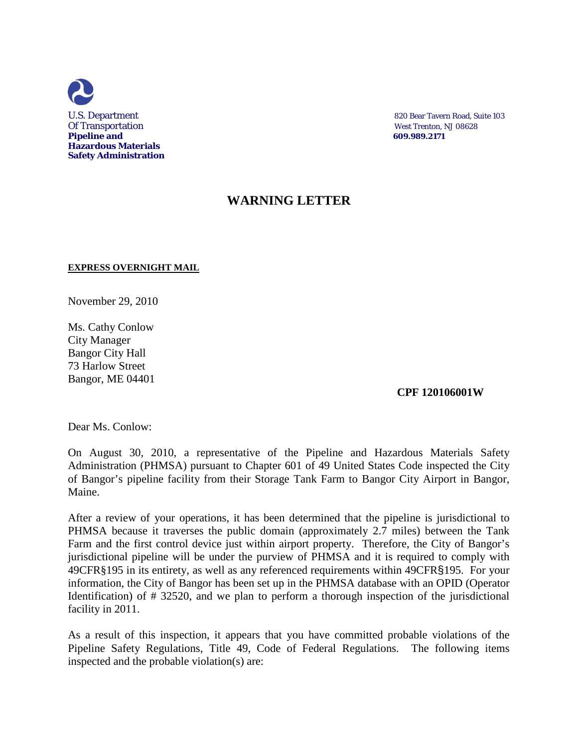U.S. Department
Of Transportation
**Pipeline and**
**Hazardous Materials**
**Safety Administration**

820 Bear Tavern Road, Suite 103
West Trenton, NJ 08628
**609.989.2171**

# WARNING LETTER

**EXPRESS OVERNIGHT MAIL**

November 29, 2010

Ms. Cathy Conlow
City Manager
Bangor City Hall
73 Harlow Street
Bangor, ME 04401

**CPF 120106001W**

Dear Ms. Conlow:

On August 30, 2010, a representative of the Pipeline and Hazardous Materials Safety Administration (PHMSA) pursuant to Chapter 601 of 49 United States Code inspected the City of Bangor's pipeline facility from their Storage Tank Farm to Bangor City Airport in Bangor, Maine.

After a review of your operations, it has been determined that the pipeline is jurisdictional to PHMSA because it traverses the public domain (approximately 2.7 miles) between the Tank Farm and the first control device just within airport property. Therefore, the City of Bangor's jurisdictional pipeline will be under the purview of PHMSA and it is required to comply with 49CFR§195 in its entirety, as well as any referenced requirements within 49CFR§195. For your information, the City of Bangor has been set up in the PHMSA database with an OPID (Operator Identification) of # 32520, and we plan to perform a thorough inspection of the jurisdictional facility in 2011.

As a result of this inspection, it appears that you have committed probable violations of the Pipeline Safety Regulations, Title 49, Code of Federal Regulations. The following items inspected and the probable violation(s) are: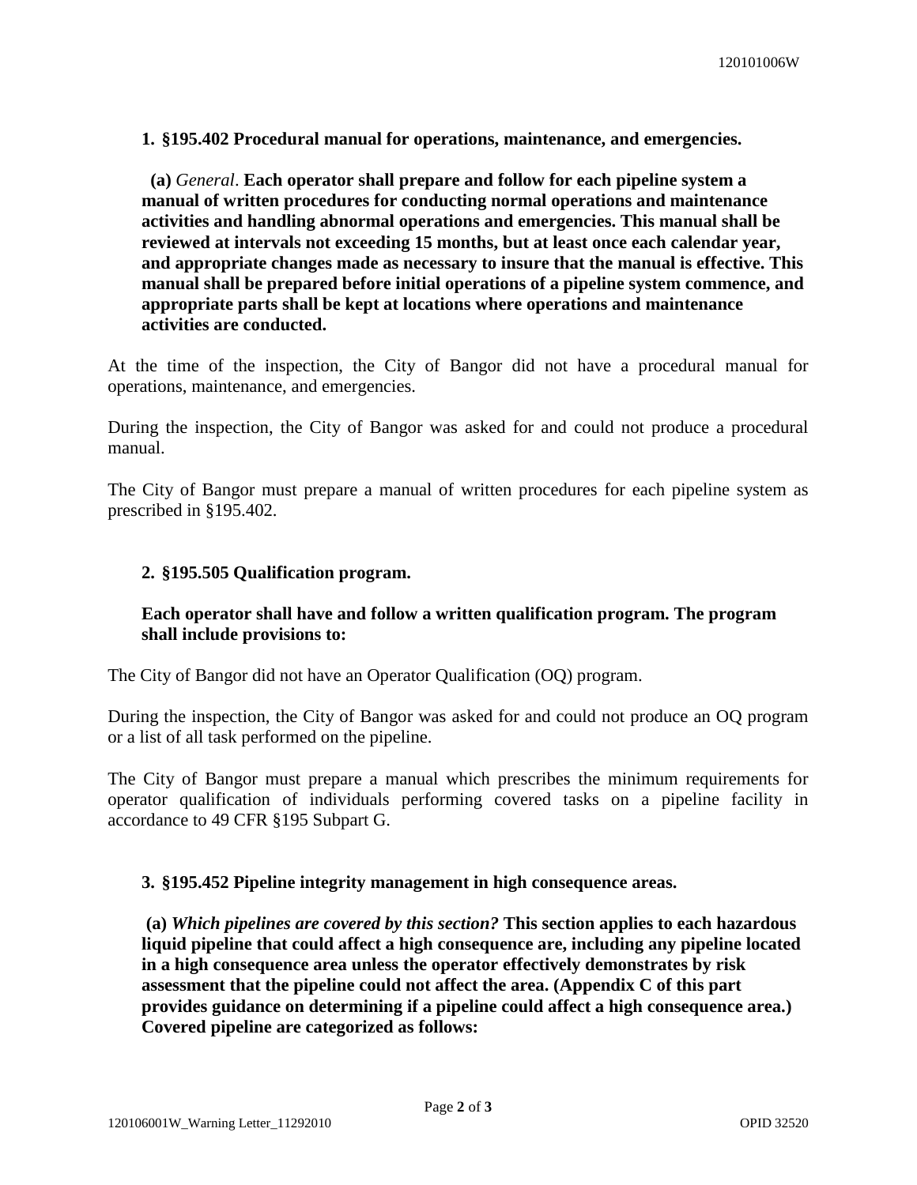**1. §195.402 Procedural manual for operations, maintenance, and emergencies.**

**(a)** *General*. **Each operator shall prepare and follow for each pipeline system a manual of written procedures for conducting normal operations and maintenance activities and handling abnormal operations and emergencies. This manual shall be reviewed at intervals not exceeding 15 months, but at least once each calendar year, and appropriate changes made as necessary to insure that the manual is effective. This manual shall be prepared before initial operations of a pipeline system commence, and appropriate parts shall be kept at locations where operations and maintenance activities are conducted.**

At the time of the inspection, the City of Bangor did not have a procedural manual for operations, maintenance, and emergencies.

During the inspection, the City of Bangor was asked for and could not produce a procedural manual.

The City of Bangor must prepare a manual of written procedures for each pipeline system as prescribed in §195.402.

**2. §195.505 Qualification program.**

**Each operator shall have and follow a written qualification program. The program shall include provisions to:**

The City of Bangor did not have an Operator Qualification (OQ) program.

During the inspection, the City of Bangor was asked for and could not produce an OQ program or a list of all task performed on the pipeline.

The City of Bangor must prepare a manual which prescribes the minimum requirements for operator qualification of individuals performing covered tasks on a pipeline facility in accordance to 49 CFR §195 Subpart G.

**3. §195.452 Pipeline integrity management in high consequence areas.**

**(a)** ***Which pipelines are covered by this section?*** **This section applies to each hazardous liquid pipeline that could affect a high consequence are, including any pipeline located in a high consequence area unless the operator effectively demonstrates by risk assessment that the pipeline could not affect the area. (Appendix C of this part provides guidance on determining if a pipeline could affect a high consequence area.) Covered pipeline are categorized as follows:**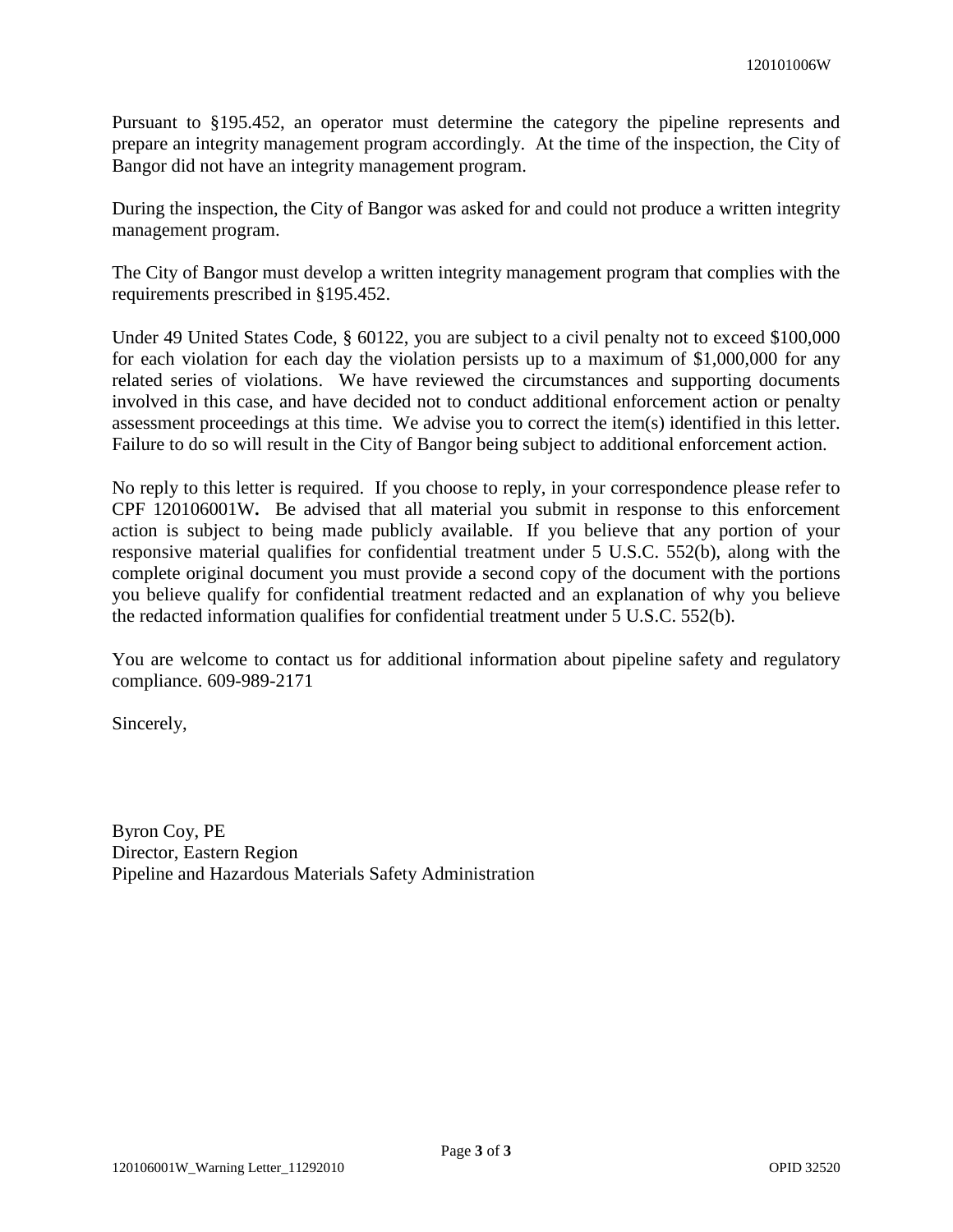Pursuant to §195.452, an operator must determine the category the pipeline represents and prepare an integrity management program accordingly. At the time of the inspection, the City of Bangor did not have an integrity management program.

During the inspection, the City of Bangor was asked for and could not produce a written integrity management program.

The City of Bangor must develop a written integrity management program that complies with the requirements prescribed in §195.452.

Under 49 United States Code, § 60122, you are subject to a civil penalty not to exceed $100,000 for each violation for each day the violation persists up to a maximum of $1,000,000 for any related series of violations. We have reviewed the circumstances and supporting documents involved in this case, and have decided not to conduct additional enforcement action or penalty assessment proceedings at this time. We advise you to correct the item(s) identified in this letter. Failure to do so will result in the City of Bangor being subject to additional enforcement action.

No reply to this letter is required. If you choose to reply, in your correspondence please refer to CPF 120106001W**.** Be advised that all material you submit in response to this enforcement action is subject to being made publicly available. If you believe that any portion of your responsive material qualifies for confidential treatment under 5 U.S.C. 552(b), along with the complete original document you must provide a second copy of the document with the portions you believe qualify for confidential treatment redacted and an explanation of why you believe the redacted information qualifies for confidential treatment under 5 U.S.C. 552(b).

You are welcome to contact us for additional information about pipeline safety and regulatory compliance. 609-989-2171

Sincerely,

Byron Coy, PE
Director, Eastern Region
Pipeline and Hazardous Materials Safety Administration